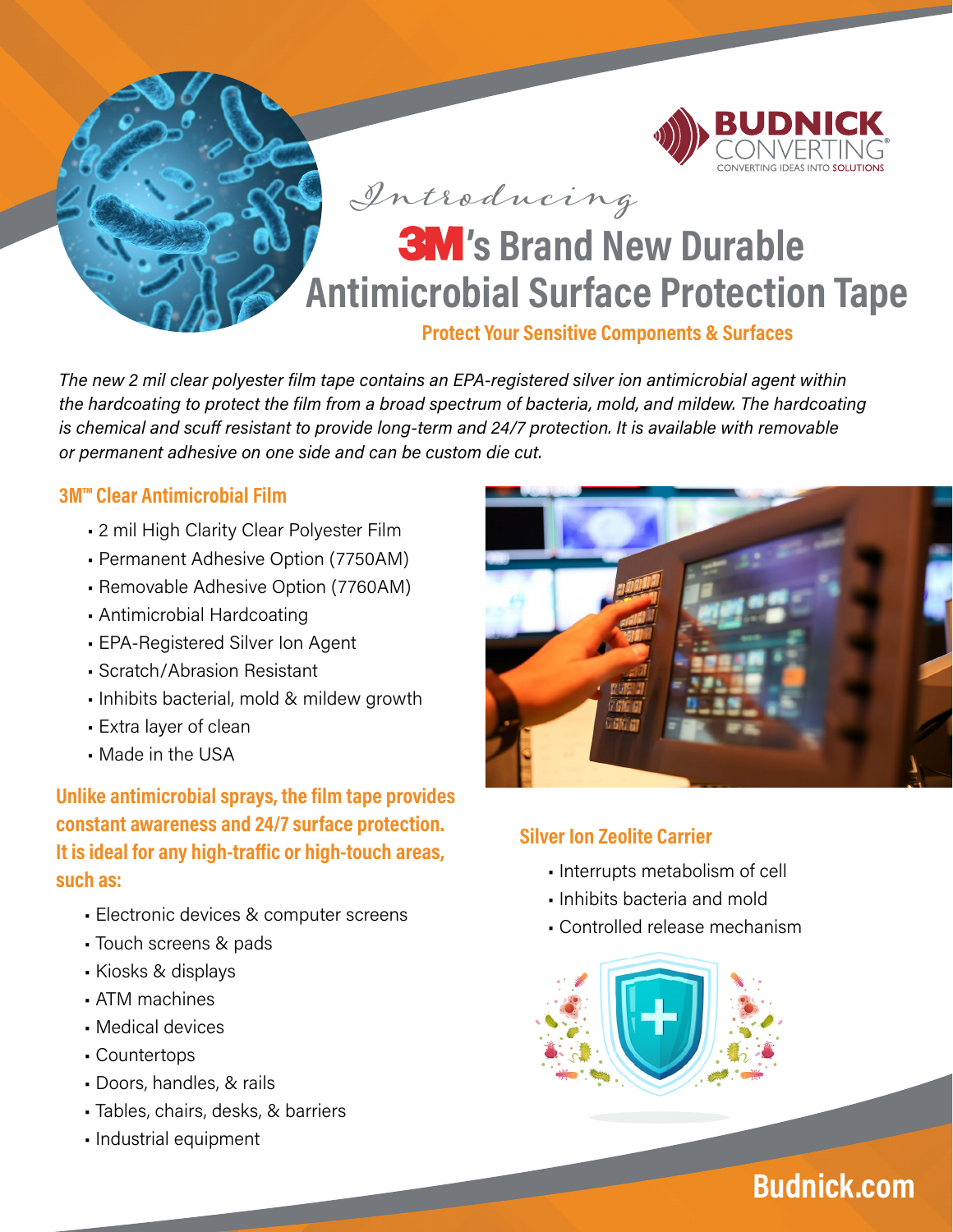BUDNICK CONVERTING®

CONVERTING IDEAS INTO SOLUTIONS

*Introducing*

# 3M's Brand New Durable Antimicrobial Surface Protection Tape

**Protect Your Sensitive Components & Surfaces**

*The new 2 mil clear polyester film tape contains an EPA-registered silver ion antimicrobial agent within the hardcoating to protect the film from a broad spectrum of bacteria, mold, and mildew. The hardcoating is chemical and scuff resistant to provide long-term and 24/7 protection. It is available with removable or permanent adhesive on one side and can be custom die cut.*

## 3M™ Clear Antimicrobial Film

- 2 mil High Clarity Clear Polyester Film
- Permanent Adhesive Option (7750AM)
- Removable Adhesive Option (7760AM)
- Antimicrobial Hardcoating
- EPA-Registered Silver Ion Agent
- Scratch/Abrasion Resistant
- Inhibits bacterial, mold & mildew growth
- Extra layer of clean
- Made in the USA

**Unlike antimicrobial sprays, the film tape provides constant awareness and 24/7 surface protection. It is ideal for any high-traffic or high-touch areas, such as:**

- Electronic devices & computer screens
- Touch screens & pads
- Kiosks & displays
- ATM machines
- Medical devices
- Countertops
- Doors, handles, & rails
- Tables, chairs, desks, & barriers
- Industrial equipment

## Silver Ion Zeolite Carrier

- Interrupts metabolism of cell
- Inhibits bacteria and mold
- Controlled release mechanism

**Budnick.com**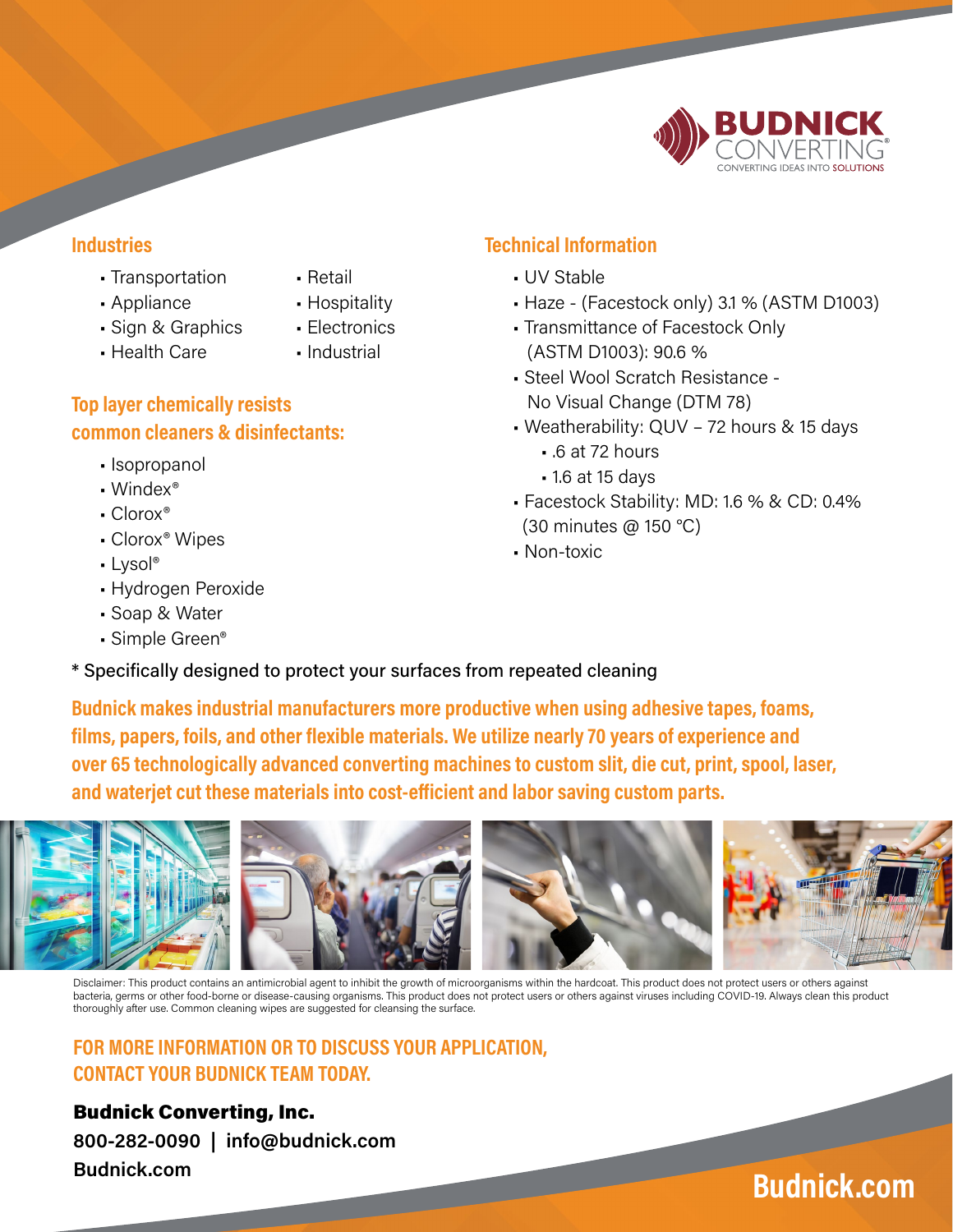BUDNICK CONVERTING®
CONVERTING IDEAS INTO SOLUTIONS

## Industries

- Transportation
- Appliance
- Sign & Graphics
- Health Care
- Retail
- Hospitality
- Electronics
- Industrial

## Top layer chemically resists common cleaners & disinfectants:

- Isopropanol
- Windex®
- Clorox®
- Clorox® Wipes
- Lysol®
- Hydrogen Peroxide
- Soap & Water
- Simple Green®

## Technical Information

- UV Stable
- Haze - (Facestock only) 3.1 % (ASTM D1003)
- Transmittance of Facestock Only (ASTM D1003): 90.6 %
- Steel Wool Scratch Resistance - No Visual Change (DTM 78)
- Weatherability: QUV – 72 hours & 15 days
  - .6 at 72 hours
  - 1.6 at 15 days
- Facestock Stability: MD: 1.6 % & CD: 0.4% (30 minutes @ 150 °C)
- Non-toxic

* Specifically designed to protect your surfaces from repeated cleaning

**Budnick makes industrial manufacturers more productive when using adhesive tapes, foams, films, papers, foils, and other flexible materials. We utilize nearly 70 years of experience and over 65 technologically advanced converting machines to custom slit, die cut, print, spool, laser, and waterjet cut these materials into cost-efficient and labor saving custom parts.**

Disclaimer: This product contains an antimicrobial agent to inhibit the growth of microorganisms within the hardcoat. This product does not protect users or others against bacteria, germs or other food-borne or disease-causing organisms. This product does not protect users or others against viruses including COVID-19. Always clean this product thoroughly after use. Common cleaning wipes are suggested for cleansing the surface.

## FOR MORE INFORMATION OR TO DISCUSS YOUR APPLICATION, CONTACT YOUR BUDNICK TEAM TODAY.

**Budnick Converting, Inc.**
**800-282-0090 | info@budnick.com**
**Budnick.com**

**Budnick.com**